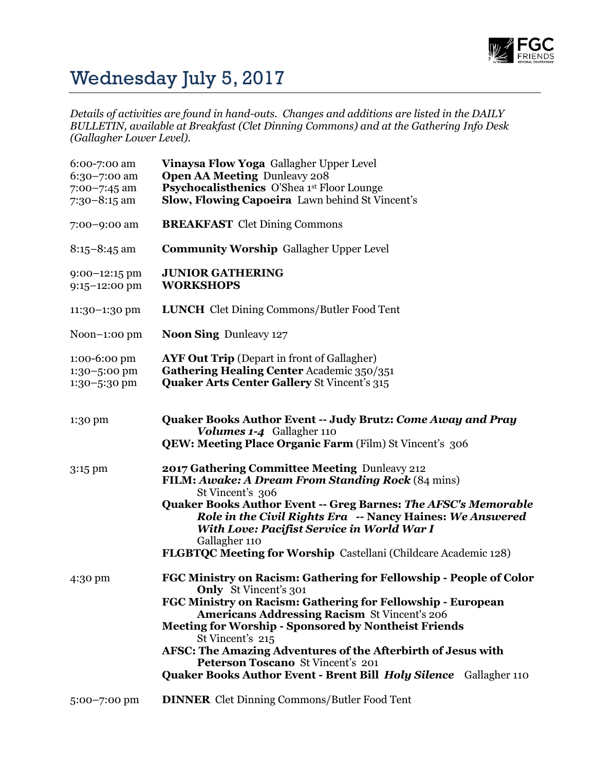# Wednesday July 5, 2017

*Details of activities are found in hand-outs. Changes and additions are listed in the DAILY BULLETIN, available at Breakfast (Clet Dinning Commons) and at the Gathering Info Desk (Gallagher Lower Level).*

| | |
|---|---|
| 6:00-7:00 am | **Vinaysa Flow Yoga** Gallagher Upper Level |
| 6:30–7:00 am | **Open AA Meeting** Dunleavy 208 |
| 7:00–7:45 am | **Psychocalisthenics** O'Shea 1st Floor Lounge |
| 7:30–8:15 am | **Slow, Flowing Capoeira** Lawn behind St Vincent's |
| 7:00–9:00 am | **BREAKFAST** Clet Dining Commons |
| 8:15–8:45 am | **Community Worship** Gallagher Upper Level |
| 9:00–12:15 pm | **JUNIOR GATHERING** |
| 9:15–12:00 pm | **WORKSHOPS** |
| 11:30–1:30 pm | **LUNCH** Clet Dining Commons/Butler Food Tent |
| Noon–1:00 pm | **Noon Sing** Dunleavy 127 |
| 1:00-6:00 pm | **AYF Out Trip** (Depart in front of Gallagher) |
| 1:30–5:00 pm | **Gathering Healing Center** Academic 350/351 |
| 1:30–5:30 pm | **Quaker Arts Center Gallery** St Vincent's 315 |
| 1:30 pm | **Quaker Books Author Event -- Judy Brutz: *Come Away and Pray Volumes 1-4*** Gallagher 110 |
| | **QEW: Meeting Place Organic Farm** (Film) St Vincent's 306 |
| 3:15 pm | **2017 Gathering Committee Meeting** Dunleavy 212 |
| | **FILM: *Awake: A Dream From Standing Rock*** (84 mins) St Vincent's 306 |
| | **Quaker Books Author Event -- Greg Barnes: *The AFSC's Memorable Role in the Civil Rights Era* -- Nancy Haines: *We Answered With Love: Pacifist Service in World War I*** Gallagher 110 |
| | **FLGBTQC Meeting for Worship** Castellani (Childcare Academic 128) |
| 4:30 pm | **FGC Ministry on Racism: Gathering for Fellowship - People of Color Only** St Vincent's 301 |
| | **FGC Ministry on Racism: Gathering for Fellowship - European Americans Addressing Racism** St Vincent's 206 |
| | **Meeting for Worship - Sponsored by Nontheist Friends** St Vincent's 215 |
| | **AFSC: The Amazing Adventures of the Afterbirth of Jesus with Peterson Toscano** St Vincent's 201 |
| | **Quaker Books Author Event - Brent Bill *Holy Silence*** Gallagher 110 |
| 5:00–7:00 pm | **DINNER** Clet Dinning Commons/Butler Food Tent |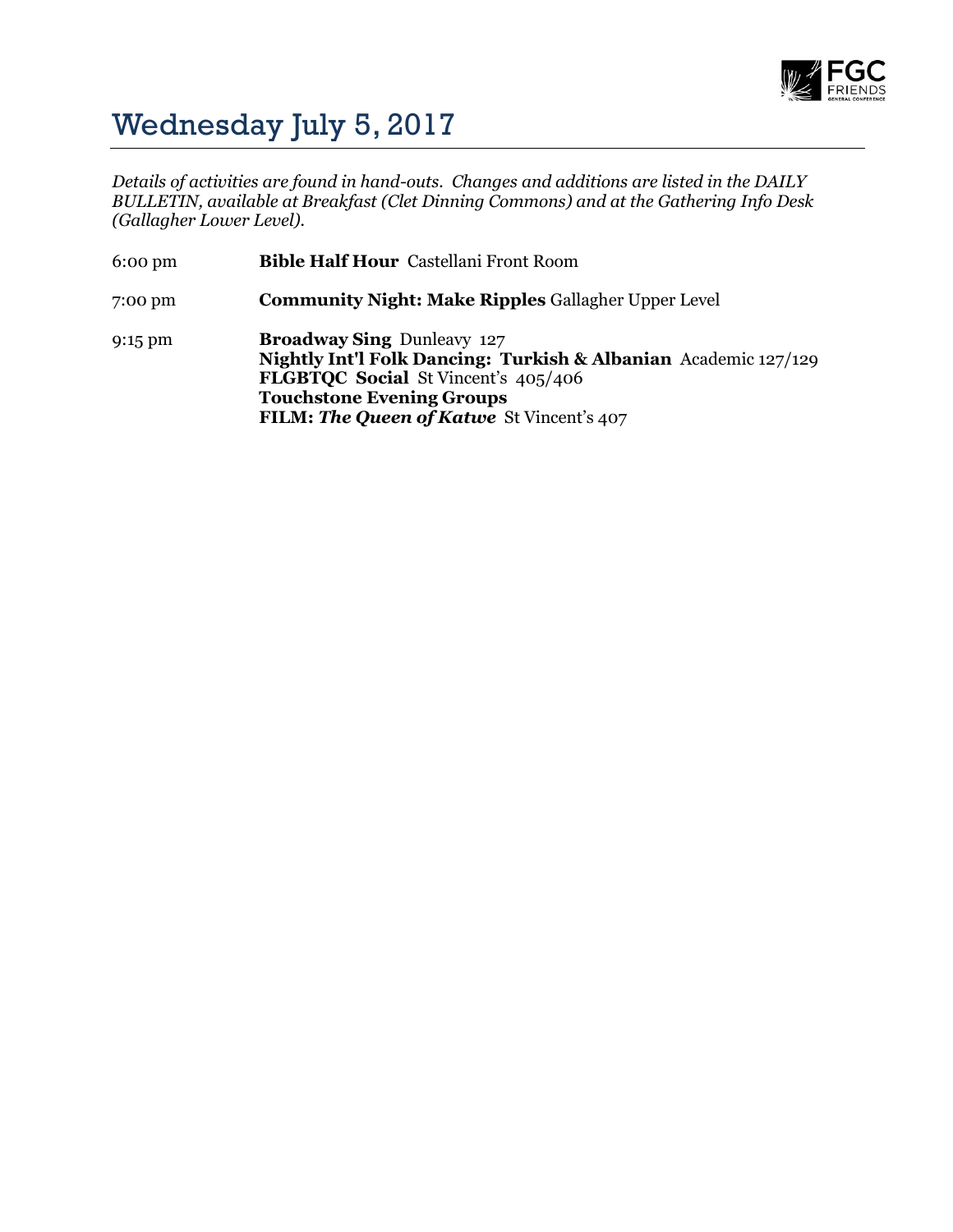# Wednesday July 5, 2017

*Details of activities are found in hand-outs. Changes and additions are listed in the DAILY BULLETIN, available at Breakfast (Clet Dinning Commons) and at the Gathering Info Desk (Gallagher Lower Level).*

| | |
|---|---|
| 6:00 pm | **Bible Half Hour** Castellani Front Room |
| 7:00 pm | **Community Night: Make Ripples** Gallagher Upper Level |
| 9:15 pm | **Broadway Sing** Dunleavy 127<br>**Nightly Int'l Folk Dancing: Turkish & Albanian** Academic 127/129<br>**FLGBTQC Social** St Vincent's 405/406<br>**Touchstone Evening Groups**<br>**FILM: *The Queen of Katwe*** St Vincent's 407 |